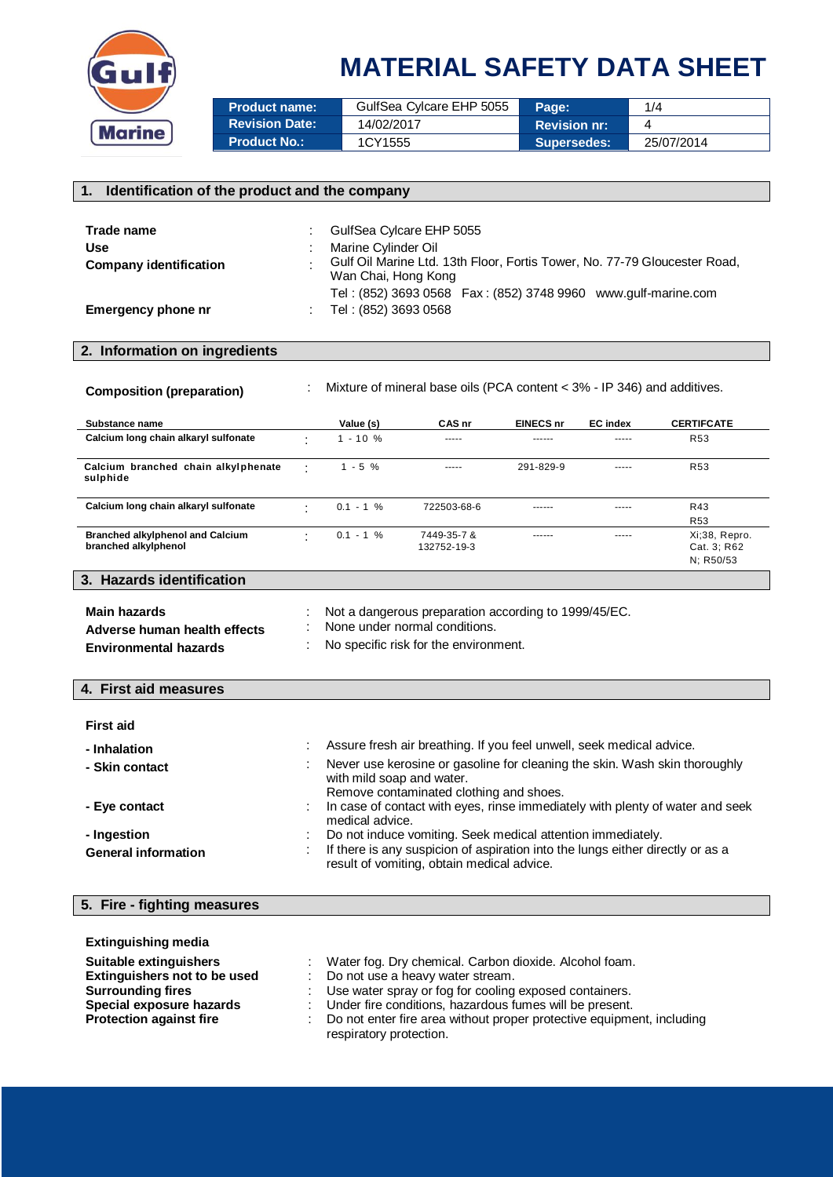# MATERIAL SAFETY DATA SHEET

| Product name: | GulfSea Cylcare EHP 5055 | Page: | 1/4 |
|---|---|---|---|
| Revision Date: | 14/02/2017 | Revision nr: | 4 |
| Product No.: | 1CY1555 | Supersedes: | 25/07/2014 |

## 1. Identification of the product and the company

**Trade name** : GulfSea Cylcare EHP 5055

**Use** : Marine Cylinder Oil

**Company identification** : Gulf Oil Marine Ltd. 13th Floor, Fortis Tower, No. 77-79 Gloucester Road, Wan Chai, Hong Kong
Tel : (852) 3693 0568 Fax : (852) 3748 9960 www.gulf-marine.com

**Emergency phone nr** : Tel : (852) 3693 0568

## 2. Information on ingredients

**Composition (preparation)** : Mixture of mineral base oils (PCA content < 3% - IP 346) and additives.

| Substance name | | Value (s) | CAS nr | EINECS nr | EC index | CERTIFCATE |
|---|---|---|---|---|---|---|
| Calcium long chain alkaryl sulfonate | : | 1 - 10 % | ----- | ------ | ----- | R53 |
| Calcium branched chain alkylphenate sulphide | : | 1 - 5 % | ----- | 291-829-9 | ----- | R53 |
| Calcium long chain alkaryl sulfonate | : | 0.1 - 1 % | 722503-68-6 | ------ | ----- | R43<br>R53 |
| Branched alkylphenol and Calcium branched alkylphenol | : | 0.1 - 1 % | 7449-35-7 & 132752-19-3 | ------ | ----- | Xi;38, Repro. Cat. 3; R62<br>N; R50/53 |

## 3. Hazards identification

**Main hazards** : Not a dangerous preparation according to 1999/45/EC.

**Adverse human health effects** : None under normal conditions.

**Environmental hazards** : No specific risk for the environment.

## 4. First aid measures

**First aid**

**- Inhalation** : Assure fresh air breathing. If you feel unwell, seek medical advice.

**- Skin contact** : Never use kerosine or gasoline for cleaning the skin. Wash skin thoroughly with mild soap and water.
Remove contaminated clothing and shoes.

**- Eye contact** : In case of contact with eyes, rinse immediately with plenty of water and seek medical advice.

**- Ingestion** : Do not induce vomiting. Seek medical attention immediately.

**General information** : If there is any suspicion of aspiration into the lungs either directly or as a result of vomiting, obtain medical advice.

## 5. Fire - fighting measures

**Extinguishing media**

**Suitable extinguishers** : Water fog. Dry chemical. Carbon dioxide. Alcohol foam.

**Extinguishers not to be used** : Do not use a heavy water stream.

**Surrounding fires** : Use water spray or fog for cooling exposed containers.

**Special exposure hazards** : Under fire conditions, hazardous fumes will be present.

**Protection against fire** : Do not enter fire area without proper protective equipment, including respiratory protection.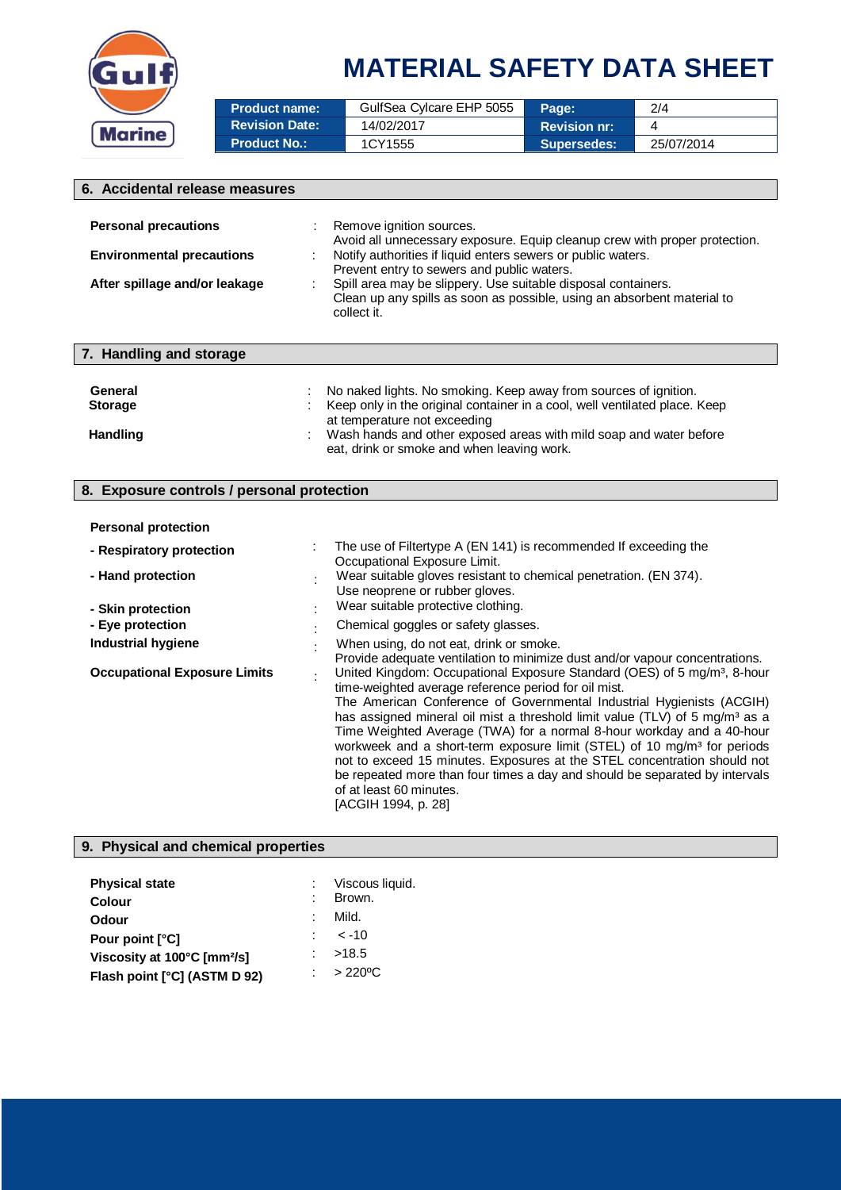| Product name: | GulfSea Cylcare EHP 5055 | Page: | 2/4 |
| --- | --- | --- | --- |
| Revision Date: | 14/02/2017 | Revision nr: | 4 |
| Product No.: | 1CY1555 | Supersedes: | 25/07/2014 |

## 6. Accidental release measures

**Personal precautions** : Remove ignition sources.
Avoid all unnecessary exposure. Equip cleanup crew with proper protection.

**Environmental precautions** : Notify authorities if liquid enters sewers or public waters.
Prevent entry to sewers and public waters.

**After spillage and/or leakage** : Spill area may be slippery. Use suitable disposal containers.
Clean up any spills as soon as possible, using an absorbent material to collect it.

## 7. Handling and storage

**General** : No naked lights. No smoking. Keep away from sources of ignition.

**Storage** : Keep only in the original container in a cool, well ventilated place. Keep at temperature not exceeding

**Handling** : Wash hands and other exposed areas with mild soap and water before eat, drink or smoke and when leaving work.

## 8. Exposure controls / personal protection

**Personal protection**

**- Respiratory protection** : The use of Filtertype A (EN 141) is recommended If exceeding the Occupational Exposure Limit.

**- Hand protection** : Wear suitable gloves resistant to chemical penetration. (EN 374).
Use neoprene or rubber gloves.

**- Skin protection** : Wear suitable protective clothing.

**- Eye protection** : Chemical goggles or safety glasses.

**Industrial hygiene** : When using, do not eat, drink or smoke.
Provide adequate ventilation to minimize dust and/or vapour concentrations.

**Occupational Exposure Limits** : United Kingdom: Occupational Exposure Standard (OES) of 5 mg/m³, 8-hour time-weighted average reference period for oil mist.
The American Conference of Governmental Industrial Hygienists (ACGIH) has assigned mineral oil mist a threshold limit value (TLV) of 5 mg/m³ as a Time Weighted Average (TWA) for a normal 8-hour workday and a 40-hour workweek and a short-term exposure limit (STEL) of 10 mg/m³ for periods not to exceed 15 minutes. Exposures at the STEL concentration should not be repeated more than four times a day and should be separated by intervals of at least 60 minutes.
[ACGIH 1994, p. 28]

## 9. Physical and chemical properties

**Physical state** : Viscous liquid.

**Colour** : Brown.

**Odour** : Mild.

**Pour point [°C]** : < -10

**Viscosity at 100°C [mm²/s]** : >18.5

**Flash point [°C] (ASTM D 92)** : > 220ºC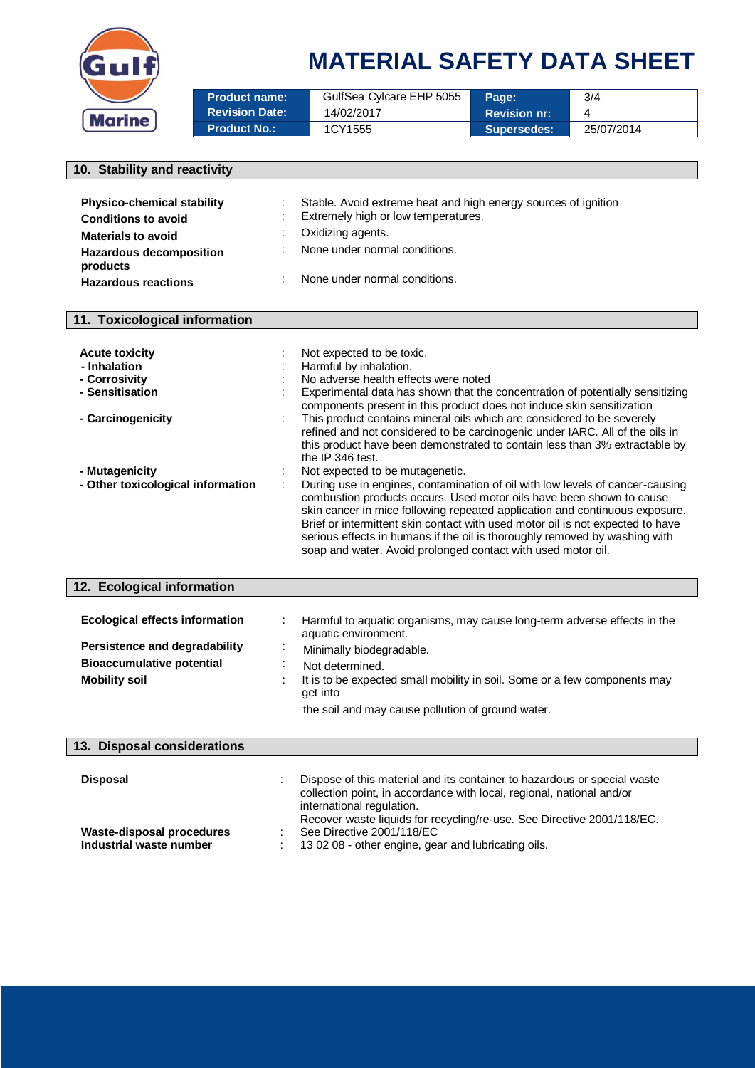# MATERIAL SAFETY DATA SHEET

| Product name: | GulfSea Cylcare EHP 5055 | Page: | 3/4 |
|---|---|---|---|
| Revision Date: | 14/02/2017 | Revision nr: | 4 |
| Product No.: | 1CY1555 | Supersedes: | 25/07/2014 |

## 10. Stability and reactivity

**Physico-chemical stability** : Stable. Avoid extreme heat and high energy sources of ignition

**Conditions to avoid** : Extremely high or low temperatures.

**Materials to avoid** : Oxidizing agents.

**Hazardous decomposition products** : None under normal conditions.

**Hazardous reactions** : None under normal conditions.

## 11. Toxicological information

**Acute toxicity** : Not expected to be toxic.

**- Inhalation** : Harmful by inhalation.

**- Corrosivity** : No adverse health effects were noted

**- Sensitisation** : Experimental data has shown that the concentration of potentially sensitizing components present in this product does not induce skin sensitization

**- Carcinogenicity** : This product contains mineral oils which are considered to be severely refined and not considered to be carcinogenic under IARC. All of the oils in this product have been demonstrated to contain less than 3% extractable by the IP 346 test.

**- Mutagenicity** : Not expected to be mutagenetic.

**- Other toxicological information** : During use in engines, contamination of oil with low levels of cancer-causing combustion products occurs. Used motor oils have been shown to cause skin cancer in mice following repeated application and continuous exposure. Brief or intermittent skin contact with used motor oil is not expected to have serious effects in humans if the oil is thoroughly removed by washing with soap and water. Avoid prolonged contact with used motor oil.

## 12. Ecological information

**Ecological effects information** : Harmful to aquatic organisms, may cause long-term adverse effects in the aquatic environment.

**Persistence and degradability** : Minimally biodegradable.

**Bioaccumulative potential** : Not determined.

**Mobility soil** : It is to be expected small mobility in soil. Some or a few components may get into

the soil and may cause pollution of ground water.

## 13. Disposal considerations

**Disposal** : Dispose of this material and its container to hazardous or special waste collection point, in accordance with local, regional, national and/or international regulation.
Recover waste liquids for recycling/re-use. See Directive 2001/118/EC.

**Waste-disposal procedures** : See Directive 2001/118/EC

**Industrial waste number** : 13 02 08 - other engine, gear and lubricating oils.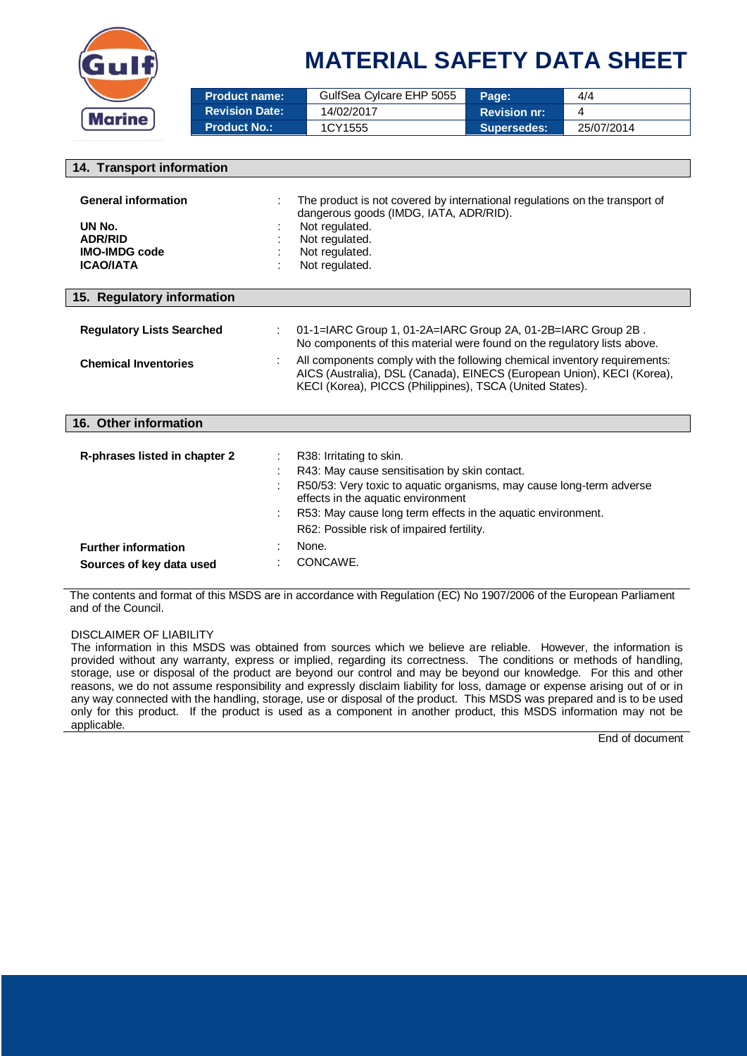# MATERIAL SAFETY DATA SHEET

| | | | |
|---|---|---|---|
| **Product name:** | GulfSea Cylcare EHP 5055 | **Page:** | 4/4 |
| **Revision Date:** | 14/02/2017 | **Revision nr:** | 4 |
| **Product No.:** | 1CY1555 | **Supersedes:** | 25/07/2014 |

## 14. Transport information

**General information** : The product is not covered by international regulations on the transport of dangerous goods (IMDG, IATA, ADR/RID).

**UN No.** : Not regulated.
**ADR/RID** : Not regulated.
**IMO-IMDG code** : Not regulated.
**ICAO/IATA** : Not regulated.

## 15. Regulatory information

**Regulatory Lists Searched** : 01-1=IARC Group 1, 01-2A=IARC Group 2A, 01-2B=IARC Group 2B . No components of this material were found on the regulatory lists above.

**Chemical Inventories** : All components comply with the following chemical inventory requirements: AICS (Australia), DSL (Canada), EINECS (European Union), KECI (Korea), KECI (Korea), PICCS (Philippines), TSCA (United States).

## 16. Other information

**R-phrases listed in chapter 2** :
- R38: Irritating to skin.
- R43: May cause sensitisation by skin contact.
- R50/53: Very toxic to aquatic organisms, may cause long-term adverse effects in the aquatic environment
- R53: May cause long term effects in the aquatic environment.
- R62: Possible risk of impaired fertility.

**Further information** : None.
**Sources of key data used** : CONCAWE.

The contents and format of this MSDS are in accordance with Regulation (EC) No 1907/2006 of the European Parliament and of the Council.

DISCLAIMER OF LIABILITY
The information in this MSDS was obtained from sources which we believe are reliable. However, the information is provided without any warranty, express or implied, regarding its correctness. The conditions or methods of handling, storage, use or disposal of the product are beyond our control and may be beyond our knowledge. For this and other reasons, we do not assume responsibility and expressly disclaim liability for loss, damage or expense arising out of or in any way connected with the handling, storage, use or disposal of the product. This MSDS was prepared and is to be used only for this product. If the product is used as a component in another product, this MSDS information may not be applicable.

End of document